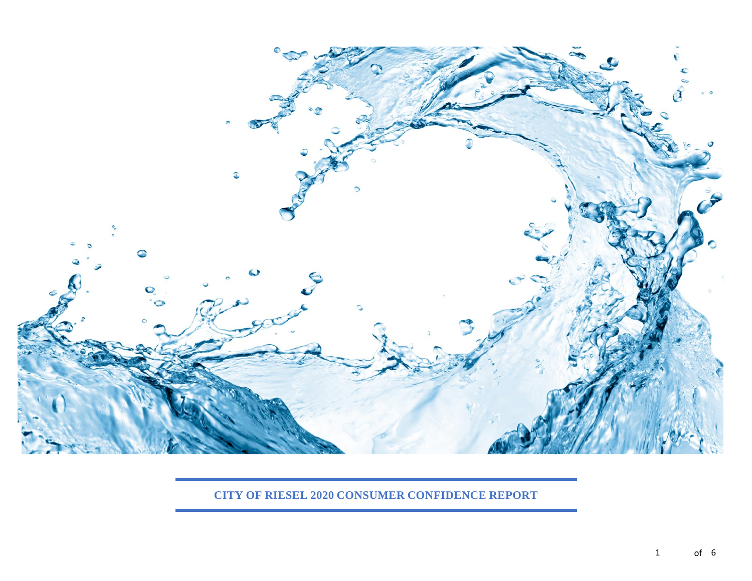# CITY OF RIESEL 2020 CONSUMER CONFIDENCE REPORT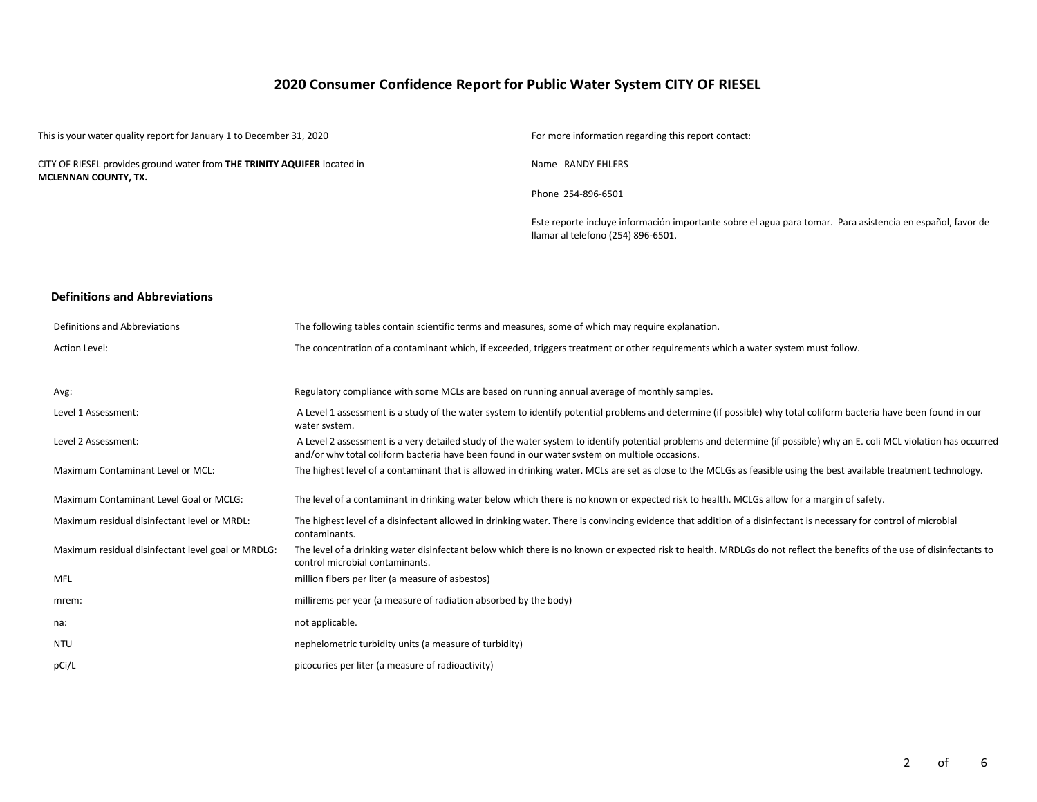# 2020 Consumer Confidence Report for Public Water System CITY OF RIESEL

This is your water quality report for January 1 to December 31, 2020

CITY OF RIESEL provides ground water from **THE TRINITY AQUIFER** located in **MCLENNAN COUNTY, TX.**

For more information regarding this report contact:

Name RANDY EHLERS

Phone 254-896-6501

Este reporte incluye información importante sobre el agua para tomar. Para asistencia en español, favor de llamar al telefono (254) 896-6501.

## Definitions and Abbreviations

| Definitions and Abbreviations | The following tables contain scientific terms and measures, some of which may require explanation. |
|---|---|
| Action Level: | The concentration of a contaminant which, if exceeded, triggers treatment or other requirements which a water system must follow. |
| Avg: | Regulatory compliance with some MCLs are based on running annual average of monthly samples. |
| Level 1 Assessment: | A Level 1 assessment is a study of the water system to identify potential problems and determine (if possible) why total coliform bacteria have been found in our water system. |
| Level 2 Assessment: | A Level 2 assessment is a very detailed study of the water system to identify potential problems and determine (if possible) why an E. coli MCL violation has occurred and/or why total coliform bacteria have been found in our water system on multiple occasions. |
| Maximum Contaminant Level or MCL: | The highest level of a contaminant that is allowed in drinking water. MCLs are set as close to the MCLGs as feasible using the best available treatment technology. |
| Maximum Contaminant Level Goal or MCLG: | The level of a contaminant in drinking water below which there is no known or expected risk to health. MCLGs allow for a margin of safety. |
| Maximum residual disinfectant level or MRDL: | The highest level of a disinfectant allowed in drinking water. There is convincing evidence that addition of a disinfectant is necessary for control of microbial contaminants. |
| Maximum residual disinfectant level goal or MRDLG: | The level of a drinking water disinfectant below which there is no known or expected risk to health. MRDLGs do not reflect the benefits of the use of disinfectants to control microbial contaminants. |
| MFL | million fibers per liter (a measure of asbestos) |
| mrem: | millirems per year (a measure of radiation absorbed by the body) |
| na: | not applicable. |
| NTU | nephelometric turbidity units (a measure of turbidity) |
| pCi/L | picocuries per liter (a measure of radioactivity) |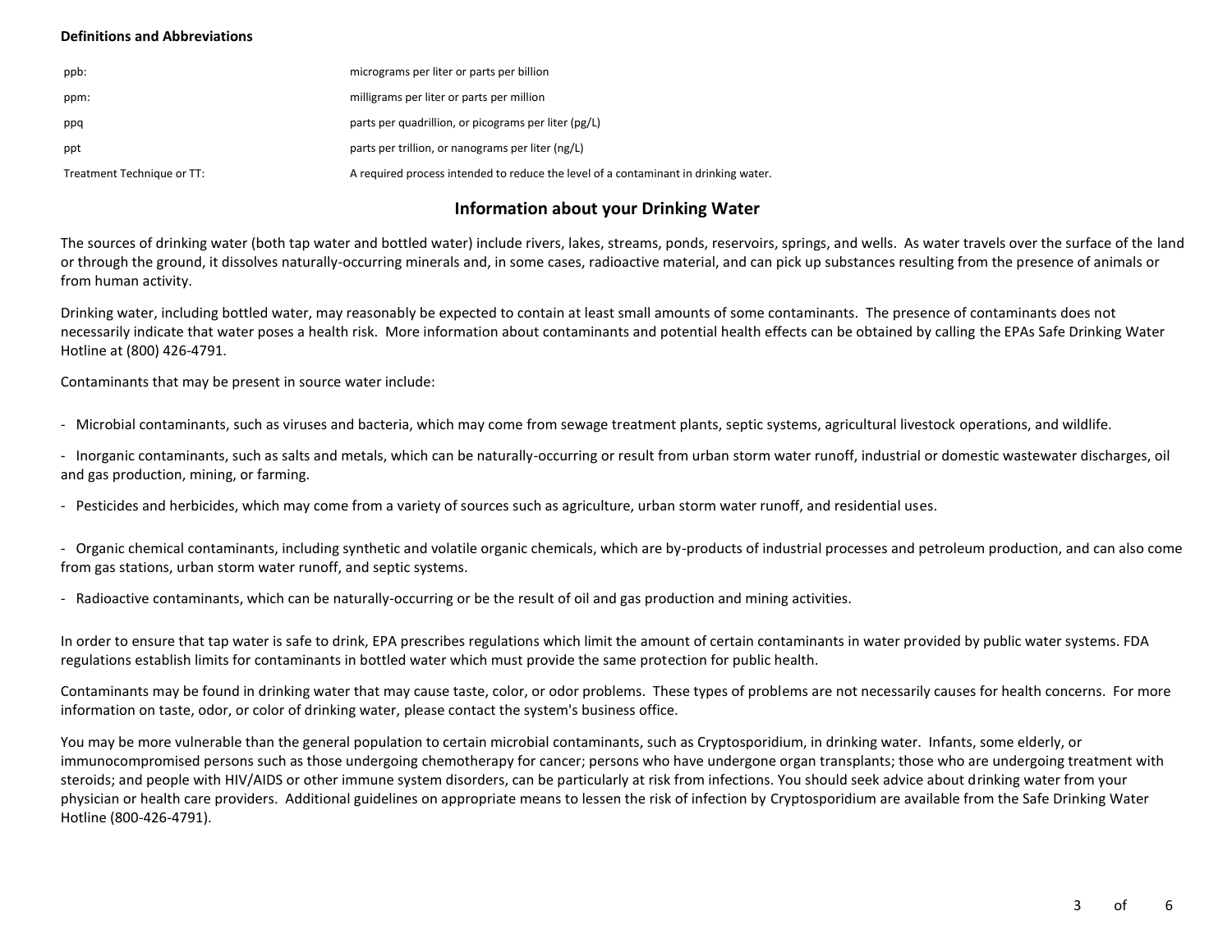**Definitions and Abbreviations**

| | |
|---|---|
| ppb: | micrograms per liter or parts per billion |
| ppm: | milligrams per liter or parts per million |
| ppq | parts per quadrillion, or picograms per liter (pg/L) |
| ppt | parts per trillion, or nanograms per liter (ng/L) |
| Treatment Technique or TT: | A required process intended to reduce the level of a contaminant in drinking water. |

## Information about your Drinking Water

The sources of drinking water (both tap water and bottled water) include rivers, lakes, streams, ponds, reservoirs, springs, and wells. As water travels over the surface of the land or through the ground, it dissolves naturally-occurring minerals and, in some cases, radioactive material, and can pick up substances resulting from the presence of animals or from human activity.

Drinking water, including bottled water, may reasonably be expected to contain at least small amounts of some contaminants. The presence of contaminants does not necessarily indicate that water poses a health risk. More information about contaminants and potential health effects can be obtained by calling the EPAs Safe Drinking Water Hotline at (800) 426-4791.

Contaminants that may be present in source water include:

- Microbial contaminants, such as viruses and bacteria, which may come from sewage treatment plants, septic systems, agricultural livestock operations, and wildlife.

- Inorganic contaminants, such as salts and metals, which can be naturally-occurring or result from urban storm water runoff, industrial or domestic wastewater discharges, oil and gas production, mining, or farming.

- Pesticides and herbicides, which may come from a variety of sources such as agriculture, urban storm water runoff, and residential uses.

- Organic chemical contaminants, including synthetic and volatile organic chemicals, which are by-products of industrial processes and petroleum production, and can also come from gas stations, urban storm water runoff, and septic systems.

- Radioactive contaminants, which can be naturally-occurring or be the result of oil and gas production and mining activities.

In order to ensure that tap water is safe to drink, EPA prescribes regulations which limit the amount of certain contaminants in water provided by public water systems. FDA regulations establish limits for contaminants in bottled water which must provide the same protection for public health.

Contaminants may be found in drinking water that may cause taste, color, or odor problems. These types of problems are not necessarily causes for health concerns. For more information on taste, odor, or color of drinking water, please contact the system's business office.

You may be more vulnerable than the general population to certain microbial contaminants, such as Cryptosporidium, in drinking water. Infants, some elderly, or immunocompromised persons such as those undergoing chemotherapy for cancer; persons who have undergone organ transplants; those who are undergoing treatment with steroids; and people with HIV/AIDS or other immune system disorders, can be particularly at risk from infections. You should seek advice about drinking water from your physician or health care providers. Additional guidelines on appropriate means to lessen the risk of infection by Cryptosporidium are available from the Safe Drinking Water Hotline (800-426-4791).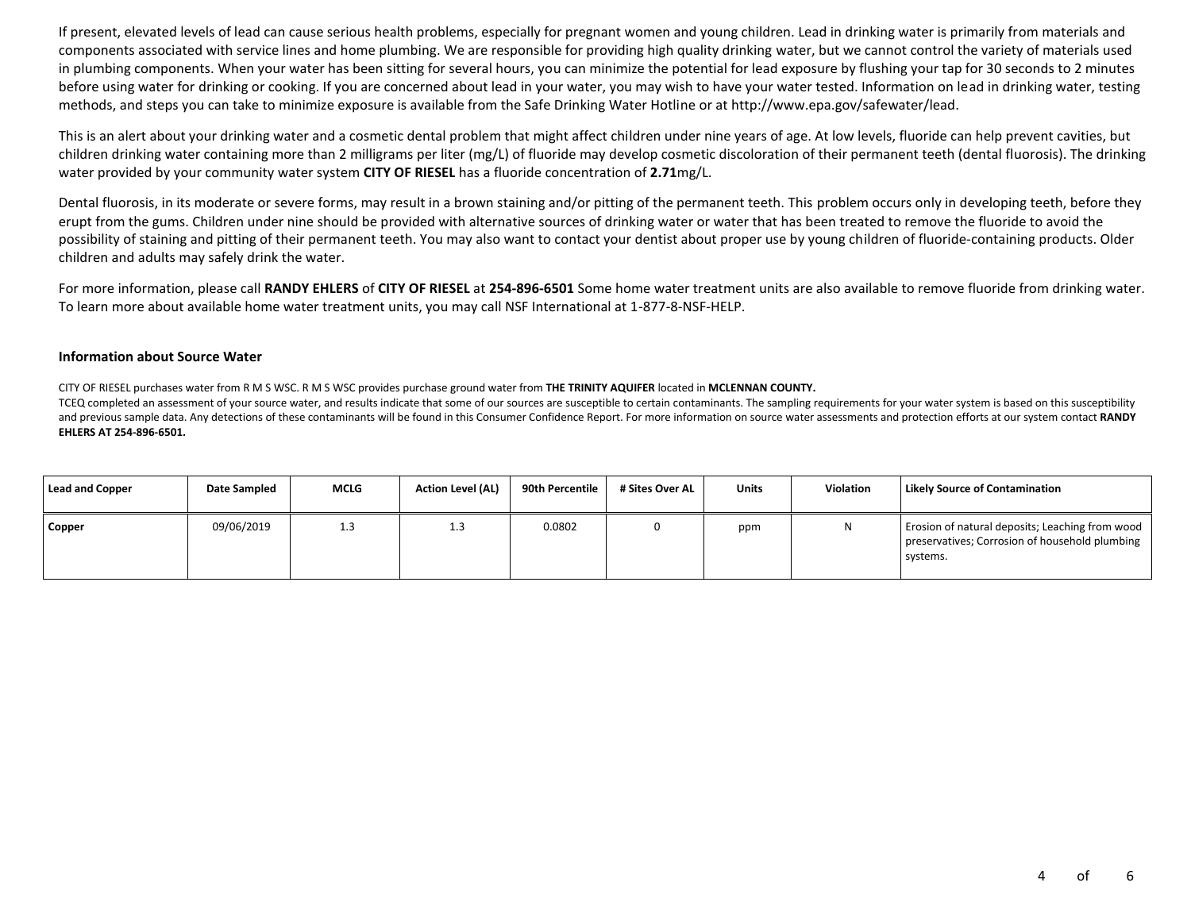If present, elevated levels of lead can cause serious health problems, especially for pregnant women and young children. Lead in drinking water is primarily from materials and components associated with service lines and home plumbing. We are responsible for providing high quality drinking water, but we cannot control the variety of materials used in plumbing components. When your water has been sitting for several hours, you can minimize the potential for lead exposure by flushing your tap for 30 seconds to 2 minutes before using water for drinking or cooking. If you are concerned about lead in your water, you may wish to have your water tested. Information on lead in drinking water, testing methods, and steps you can take to minimize exposure is available from the Safe Drinking Water Hotline or at http://www.epa.gov/safewater/lead.

This is an alert about your drinking water and a cosmetic dental problem that might affect children under nine years of age. At low levels, fluoride can help prevent cavities, but children drinking water containing more than 2 milligrams per liter (mg/L) of fluoride may develop cosmetic discoloration of their permanent teeth (dental fluorosis). The drinking water provided by your community water system **CITY OF RIESEL** has a fluoride concentration of **2.71**mg/L.

Dental fluorosis, in its moderate or severe forms, may result in a brown staining and/or pitting of the permanent teeth. This problem occurs only in developing teeth, before they erupt from the gums. Children under nine should be provided with alternative sources of drinking water or water that has been treated to remove the fluoride to avoid the possibility of staining and pitting of their permanent teeth. You may also want to contact your dentist about proper use by young children of fluoride-containing products. Older children and adults may safely drink the water.

For more information, please call **RANDY EHLERS** of **CITY OF RIESEL** at **254-896-6501** Some home water treatment units are also available to remove fluoride from drinking water. To learn more about available home water treatment units, you may call NSF International at 1-877-8-NSF-HELP.

#### Information about Source Water

CITY OF RIESEL purchases water from R M S WSC. R M S WSC provides purchase ground water from **THE TRINITY AQUIFER** located in **MCLENNAN COUNTY.**
TCEQ completed an assessment of your source water, and results indicate that some of our sources are susceptible to certain contaminants. The sampling requirements for your water system is based on this susceptibility and previous sample data. Any detections of these contaminants will be found in this Consumer Confidence Report. For more information on source water assessments and protection efforts at our system contact **RANDY EHLERS AT 254-896-6501.**

| Lead and Copper | Date Sampled | MCLG | Action Level (AL) | 90th Percentile | # Sites Over AL | Units | Violation | Likely Source of Contamination |
|---|---|---|---|---|---|---|---|---|
| Copper | 09/06/2019 | 1.3 | 1.3 | 0.0802 | 0 | ppm | N | Erosion of natural deposits; Leaching from wood preservatives; Corrosion of household plumbing systems. |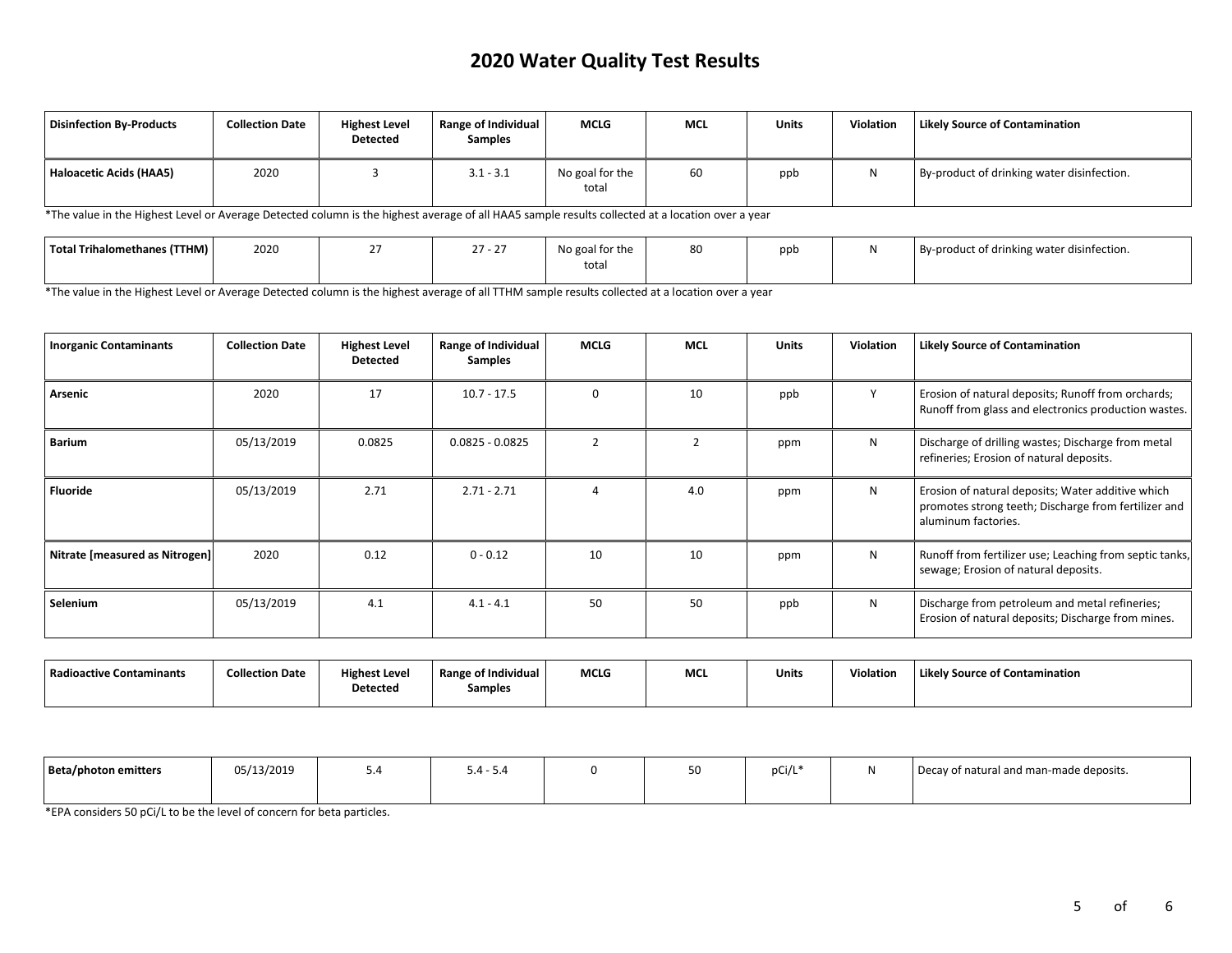# 2020 Water Quality Test Results

| Disinfection By-Products | Collection Date | Highest Level Detected | Range of Individual Samples | MCLG | MCL | Units | Violation | Likely Source of Contamination |
|---|---|---|---|---|---|---|---|---|
| Haloacetic Acids (HAA5) | 2020 | 3 | 3.1 - 3.1 | No goal for the total | 60 | ppb | N | By-product of drinking water disinfection. |

*The value in the Highest Level or Average Detected column is the highest average of all HAA5 sample results collected at a location over a year

| Disinfection By-Products | Collection Date | Highest Level Detected | Range of Individual Samples | MCLG | MCL | Units | Violation | Likely Source of Contamination |
|---|---|---|---|---|---|---|---|---|
| Total Trihalomethanes (TTHM) | 2020 | 27 | 27 - 27 | No goal for the total | 80 | ppb | N | By-product of drinking water disinfection. |

*The value in the Highest Level or Average Detected column is the highest average of all TTHM sample results collected at a location over a year

| Inorganic Contaminants | Collection Date | Highest Level Detected | Range of Individual Samples | MCLG | MCL | Units | Violation | Likely Source of Contamination |
|---|---|---|---|---|---|---|---|---|
| Arsenic | 2020 | 17 | 10.7 - 17.5 | 0 | 10 | ppb | Y | Erosion of natural deposits; Runoff from orchards; Runoff from glass and electronics production wastes. |
| Barium | 05/13/2019 | 0.0825 | 0.0825 - 0.0825 | 2 | 2 | ppm | N | Discharge of drilling wastes; Discharge from metal refineries; Erosion of natural deposits. |
| Fluoride | 05/13/2019 | 2.71 | 2.71 - 2.71 | 4 | 4.0 | ppm | N | Erosion of natural deposits; Water additive which promotes strong teeth; Discharge from fertilizer and aluminum factories. |
| Nitrate [measured as Nitrogen] | 2020 | 0.12 | 0 - 0.12 | 10 | 10 | ppm | N | Runoff from fertilizer use; Leaching from septic tanks, sewage; Erosion of natural deposits. |
| Selenium | 05/13/2019 | 4.1 | 4.1 - 4.1 | 50 | 50 | ppb | N | Discharge from petroleum and metal refineries; Erosion of natural deposits; Discharge from mines. |

| Radioactive Contaminants | Collection Date | Highest Level Detected | Range of Individual Samples | MCLG | MCL | Units | Violation | Likely Source of Contamination |
|---|---|---|---|---|---|---|---|---|
| Beta/photon emitters | 05/13/2019 | 5.4 | 5.4 - 5.4 | 0 | 50 | pCi/L* | N | Decay of natural and man-made deposits. |

*EPA considers 50 pCi/L to be the level of concern for beta particles.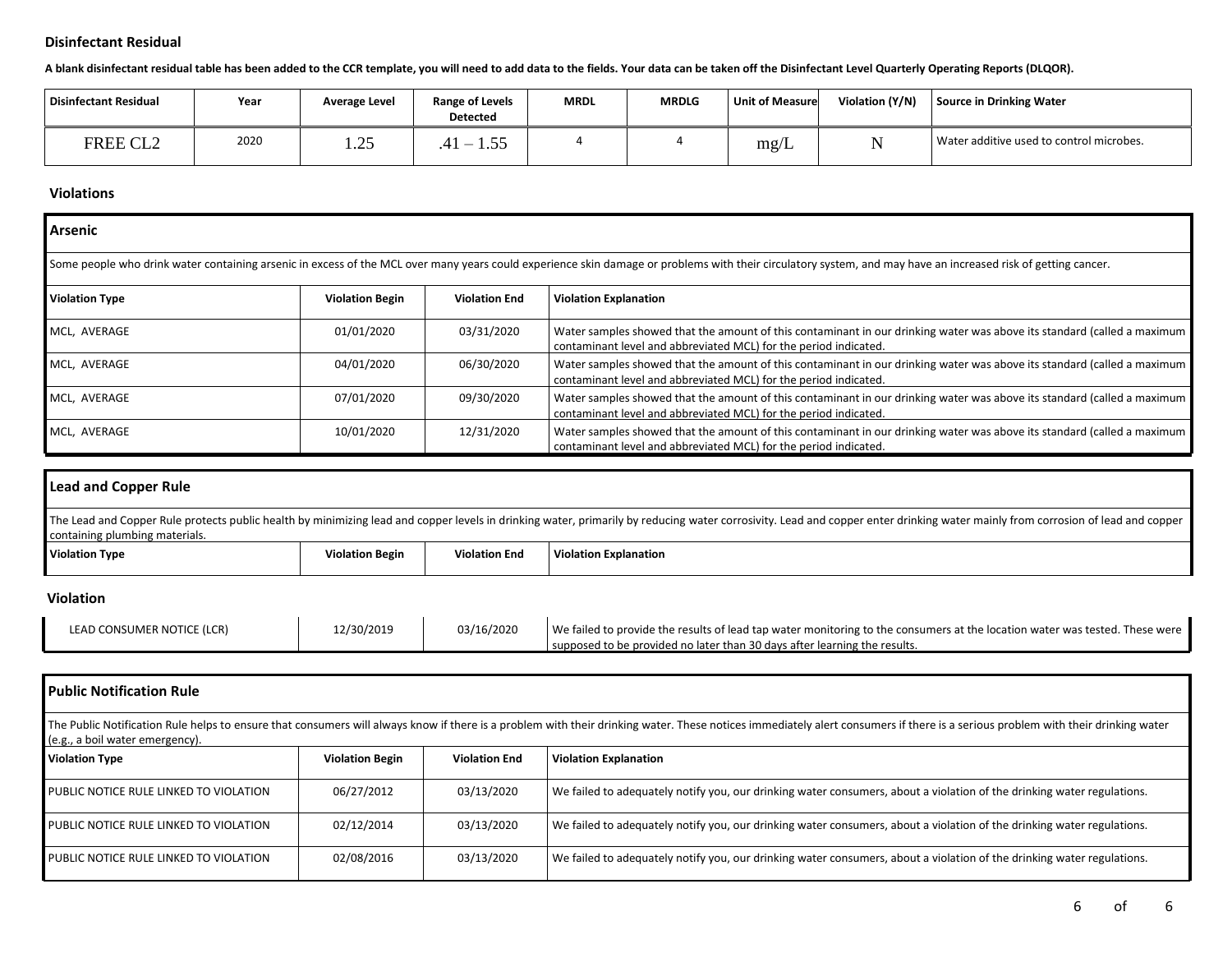### Disinfectant Residual

**A blank disinfectant residual table has been added to the CCR template, you will need to add data to the fields. Your data can be taken off the Disinfectant Level Quarterly Operating Reports (DLQOR).**

| Disinfectant Residual | Year | Average Level | Range of Levels Detected | MRDL | MRDLG | Unit of Measure | Violation (Y/N) | Source in Drinking Water |
|---|---|---|---|---|---|---|---|---|
| FREE CL2 | 2020 | 1.25 | .41 – 1.55 | 4 | 4 | mg/L | N | Water additive used to control microbes. |

### Violations

#### Arsenic

Some people who drink water containing arsenic in excess of the MCL over many years could experience skin damage or problems with their circulatory system, and may have an increased risk of getting cancer.

| Violation Type | Violation Begin | Violation End | Violation Explanation |
|---|---|---|---|
| MCL, AVERAGE | 01/01/2020 | 03/31/2020 | Water samples showed that the amount of this contaminant in our drinking water was above its standard (called a maximum contaminant level and abbreviated MCL) for the period indicated. |
| MCL, AVERAGE | 04/01/2020 | 06/30/2020 | Water samples showed that the amount of this contaminant in our drinking water was above its standard (called a maximum contaminant level and abbreviated MCL) for the period indicated. |
| MCL, AVERAGE | 07/01/2020 | 09/30/2020 | Water samples showed that the amount of this contaminant in our drinking water was above its standard (called a maximum contaminant level and abbreviated MCL) for the period indicated. |
| MCL, AVERAGE | 10/01/2020 | 12/31/2020 | Water samples showed that the amount of this contaminant in our drinking water was above its standard (called a maximum contaminant level and abbreviated MCL) for the period indicated. |

#### Lead and Copper Rule

The Lead and Copper Rule protects public health by minimizing lead and copper levels in drinking water, primarily by reducing water corrosivity. Lead and copper enter drinking water mainly from corrosion of lead and copper containing plumbing materials.

| Violation Type | Violation Begin | Violation End | Violation Explanation |
|---|---|---|---|

#### Violation

| Violation Type | Violation Begin | Violation End | Violation Explanation |
|---|---|---|---|
| LEAD CONSUMER NOTICE (LCR) | 12/30/2019 | 03/16/2020 | We failed to provide the results of lead tap water monitoring to the consumers at the location water was tested. These were supposed to be provided no later than 30 days after learning the results. |

#### Public Notification Rule

The Public Notification Rule helps to ensure that consumers will always know if there is a problem with their drinking water. These notices immediately alert consumers if there is a serious problem with their drinking water (e.g., a boil water emergency).

| Violation Type | Violation Begin | Violation End | Violation Explanation |
|---|---|---|---|
| PUBLIC NOTICE RULE LINKED TO VIOLATION | 06/27/2012 | 03/13/2020 | We failed to adequately notify you, our drinking water consumers, about a violation of the drinking water regulations. |
| PUBLIC NOTICE RULE LINKED TO VIOLATION | 02/12/2014 | 03/13/2020 | We failed to adequately notify you, our drinking water consumers, about a violation of the drinking water regulations. |
| PUBLIC NOTICE RULE LINKED TO VIOLATION | 02/08/2016 | 03/13/2020 | We failed to adequately notify you, our drinking water consumers, about a violation of the drinking water regulations. |